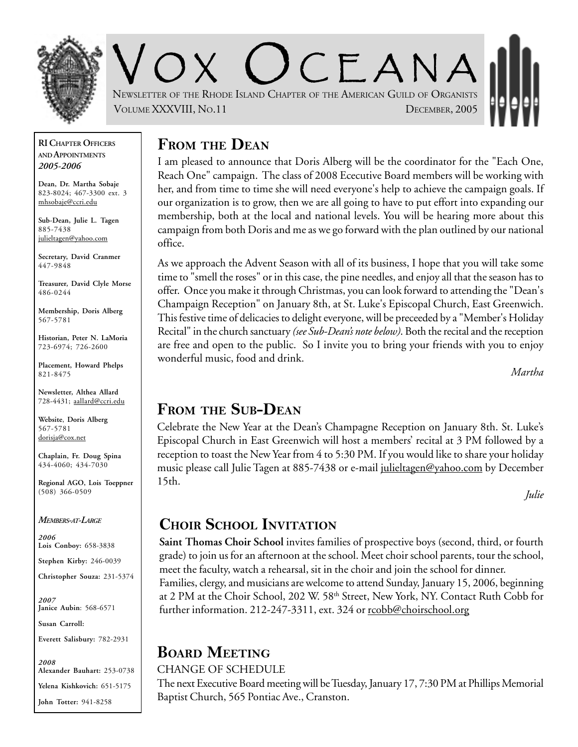# Vox Oceana

Newsletter of the Rhode Island Chapter of the American Guild of Organists

Volume XXXVIII, No.11 December, 2005

**RI Chapter Officers and Appointments**
***2005-2006***

**Dean, Dr. Martha Sobaje**
823-8024; 467-3300 ext. 3
mhsobaje@ccri.edu

**Sub-Dean, Julie L. Tagen**
885-7438
julieltagen@yahoo.com

**Secretary, David Cranmer**
447-9848

**Treasurer, David Clyle Morse**
486-0244

**Membership, Doris Alberg**
567-5781

**Historian, Peter N. LaMoria**
723-6974; 726-2600

**Placement, Howard Phelps**
821-8475

**Newsletter, Althea Allard**
728-4431; aallard@ccri.edu

**Website, Doris Alberg**
567-5781
dorisja@cox.net

**Chaplain, Fr. Doug Spina**
434-4060; 434-7030

**Regional AGO, Lois Toeppner**
(508) 366-0509

***Members-at-Large***

***2006***
**Lois Conboy:** 658-3838
**Stephen Kirby:** 246-0039
**Christopher Souza:** 231-5374

***2007***
**Janice Aubin**: 568-6571
**Susan Carroll:**
**Everett Salisbury:** 782-2931

***2008***
**Alexander Bauhart:** 253-0738
**Yelena Kishkovich:** 651-5175
**John Totter:** 941-8258

## From the Dean

I am pleased to announce that Doris Alberg will be the coordinator for the "Each One, Reach One" campaign. The class of 2008 Ececutive Board members will be working with her, and from time to time she will need everyone's help to achieve the campaign goals. If our organization is to grow, then we are all going to have to put effort into expanding our membership, both at the local and national levels. You will be hearing more about this campaign from both Doris and me as we go forward with the plan outlined by our national office.

As we approach the Advent Season with all of its business, I hope that you will take some time to "smell the roses" or in this case, the pine needles, and enjoy all that the season has to offer. Once you make it through Christmas, you can look forward to attending the "Dean's Champaign Reception" on January 8th, at St. Luke's Episcopal Church, East Greenwich. This festive time of delicacies to delight everyone, will be preceeded by a "Member's Holiday Recital" in the church sanctuary *(see Sub-Dean's note below)*. Both the recital and the reception are free and open to the public. So I invite you to bring your friends with you to enjoy wonderful music, food and drink.

*Martha*

## From the Sub-Dean

Celebrate the New Year at the Dean's Champagne Reception on January 8th. St. Luke's Episcopal Church in East Greenwich will host a members' recital at 3 PM followed by a reception to toast the New Year from 4 to 5:30 PM. If you would like to share your holiday music please call Julie Tagen at 885-7438 or e-mail julieltagen@yahoo.com by December 15th.

*Julie*

## Choir School Invitation

**Saint Thomas Choir School** invites families of prospective boys (second, third, or fourth grade) to join us for an afternoon at the school. Meet choir school parents, tour the school, meet the faculty, watch a rehearsal, sit in the choir and join the school for dinner.
Families, clergy, and musicians are welcome to attend Sunday, January 15, 2006, beginning at 2 PM at the Choir School, 202 W. 58th Street, New York, NY. Contact Ruth Cobb for further information. 212-247-3311, ext. 324 or rcobb@choirschool.org

## Board Meeting

CHANGE OF SCHEDULE

The next Executive Board meeting will be Tuesday, January 17, 7:30 PM at Phillips Memorial Baptist Church, 565 Pontiac Ave., Cranston.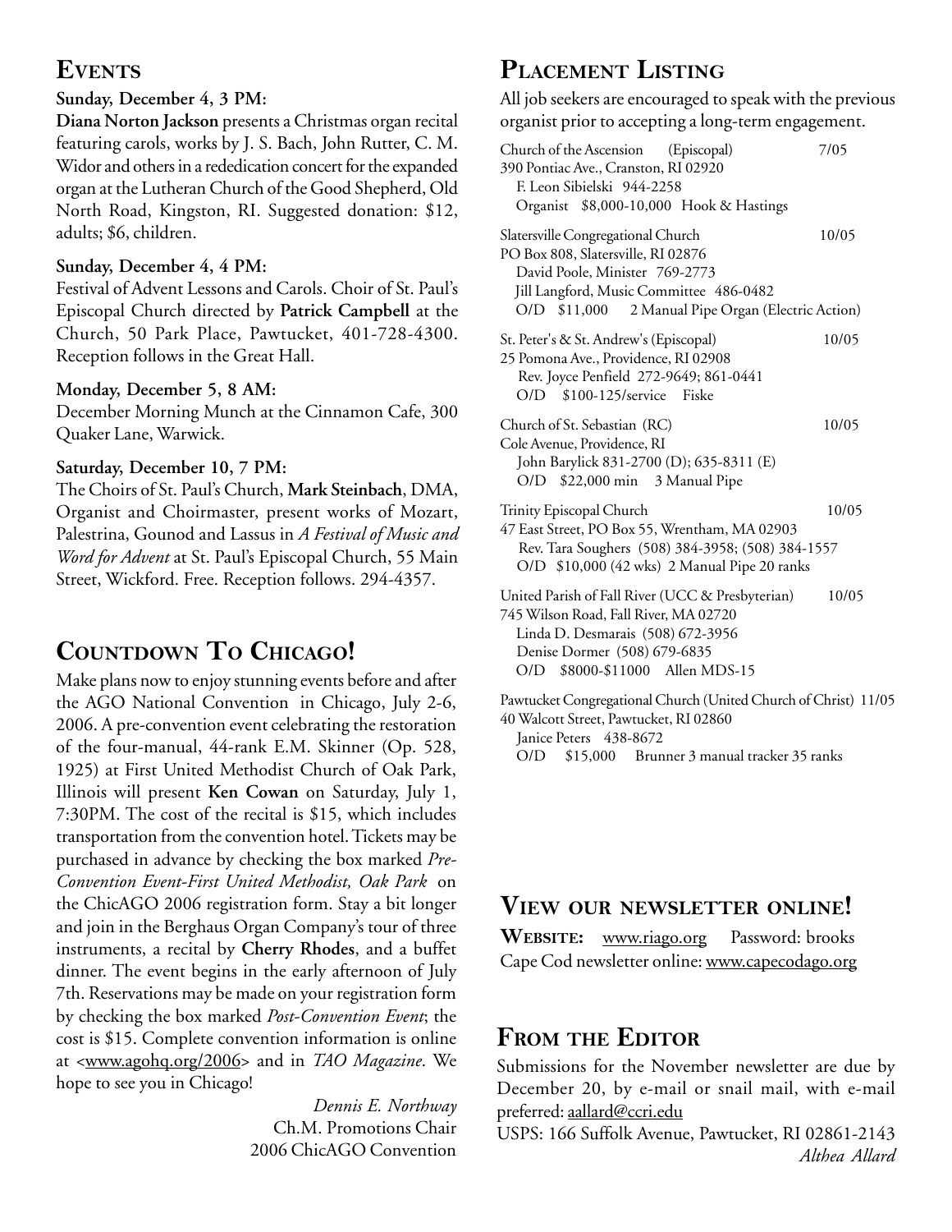## Events

**Sunday, December 4, 3 PM:**
**Diana Norton Jackson** presents a Christmas organ recital featuring carols, works by J. S. Bach, John Rutter, C. M. Widor and others in a rededication concert for the expanded organ at the Lutheran Church of the Good Shepherd, Old North Road, Kingston, RI. Suggested donation: $12, adults; $6, children.

**Sunday, December 4, 4 PM:**
Festival of Advent Lessons and Carols. Choir of St. Paul's Episcopal Church directed by **Patrick Campbell** at the Church, 50 Park Place, Pawtucket, 401-728-4300. Reception follows in the Great Hall.

**Monday, December 5, 8 AM:**
December Morning Munch at the Cinnamon Cafe, 300 Quaker Lane, Warwick.

**Saturday, December 10, 7 PM:**
The Choirs of St. Paul's Church, **Mark Steinbach**, DMA, Organist and Choirmaster, present works of Mozart, Palestrina, Gounod and Lassus in *A Festival of Music and Word for Advent* at St. Paul's Episcopal Church, 55 Main Street, Wickford. Free. Reception follows. 294-4357.

## Countdown To Chicago!

Make plans now to enjoy stunning events before and after the AGO National Convention in Chicago, July 2-6, 2006. A pre-convention event celebrating the restoration of the four-manual, 44-rank E.M. Skinner (Op. 528, 1925) at First United Methodist Church of Oak Park, Illinois will present **Ken Cowan** on Saturday, July 1, 7:30PM. The cost of the recital is $15, which includes transportation from the convention hotel. Tickets may be purchased in advance by checking the box marked *Pre-Convention Event-First United Methodist, Oak Park* on the ChicAGO 2006 registration form. Stay a bit longer and join in the Berghaus Organ Company's tour of three instruments, a recital by **Cherry Rhodes**, and a buffet dinner. The event begins in the early afternoon of July 7th. Reservations may be made on your registration form by checking the box marked *Post-Convention Event*; the cost is $15. Complete convention information is online at <www.agohq.org/2006> and in *TAO Magazine*. We hope to see you in Chicago!

*Dennis E. Northway*
Ch.M. Promotions Chair
2006 ChicAGO Convention

## Placement Listing

All job seekers are encouraged to speak with the previous organist prior to accepting a long-term engagement.

Church of the Ascension (Episcopal) 7/05
390 Pontiac Ave., Cranston, RI 02920
F. Leon Sibielski 944-2258
Organist $8,000-10,000 Hook & Hastings

Slatersville Congregational Church 10/05
PO Box 808, Slatersville, RI 02876
David Poole, Minister 769-2773
Jill Langford, Music Committee 486-0482
O/D $11,000 2 Manual Pipe Organ (Electric Action)

St. Peter's & St. Andrew's (Episcopal) 10/05
25 Pomona Ave., Providence, RI 02908
Rev. Joyce Penfield 272-9649; 861-0441
O/D $100-125/service Fiske

Church of St. Sebastian (RC) 10/05
Cole Avenue, Providence, RI
John Barylick 831-2700 (D); 635-8311 (E)
O/D $22,000 min 3 Manual Pipe

Trinity Episcopal Church 10/05
47 East Street, PO Box 55, Wrentham, MA 02903
Rev. Tara Soughers (508) 384-3958; (508) 384-1557
O/D $10,000 (42 wks) 2 Manual Pipe 20 ranks

United Parish of Fall River (UCC & Presbyterian) 10/05
745 Wilson Road, Fall River, MA 02720
Linda D. Desmarais (508) 672-3956
Denise Dormer (508) 679-6835
O/D $8000-$11000 Allen MDS-15

Pawtucket Congregational Church (United Church of Christ) 11/05
40 Walcott Street, Pawtucket, RI 02860
Janice Peters 438-8672
O/D $15,000 Brunner 3 manual tracker 35 ranks

## View our newsletter online!

**Website:** www.riago.org Password: brooks
Cape Cod newsletter online: www.capecodago.org

## From the Editor

Submissions for the November newsletter are due by December 20, by e-mail or snail mail, with e-mail preferred: aallard@ccri.edu
USPS: 166 Suffolk Avenue, Pawtucket, RI 02861-2143

*Althea Allard*